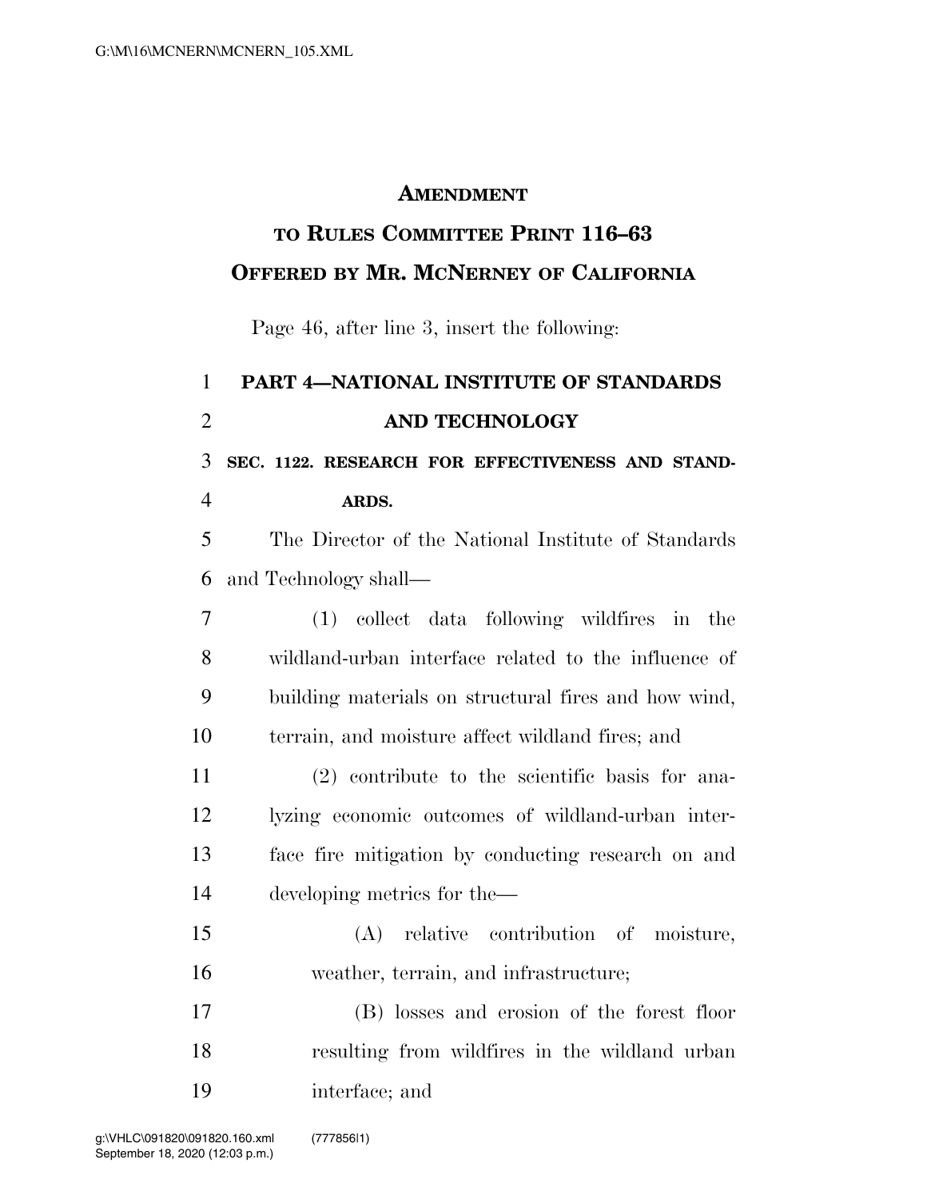# AMENDMENT

## TO RULES COMMITTEE PRINT 116–63

## OFFERED BY MR. MCNERNEY OF CALIFORNIA

Page 46, after line 3, insert the following:

### PART 4—NATIONAL INSTITUTE OF STANDARDS AND TECHNOLOGY

**SEC. 1122. RESEARCH FOR EFFECTIVENESS AND STANDARDS.**

The Director of the National Institute of Standards and Technology shall—

(1) collect data following wildfires in the wildland-urban interface related to the influence of building materials on structural fires and how wind, terrain, and moisture affect wildland fires; and

(2) contribute to the scientific basis for analyzing economic outcomes of wildland-urban interface fire mitigation by conducting research on and developing metrics for the—

(A) relative contribution of moisture, weather, terrain, and infrastructure;

(B) losses and erosion of the forest floor resulting from wildfires in the wildland urban interface; and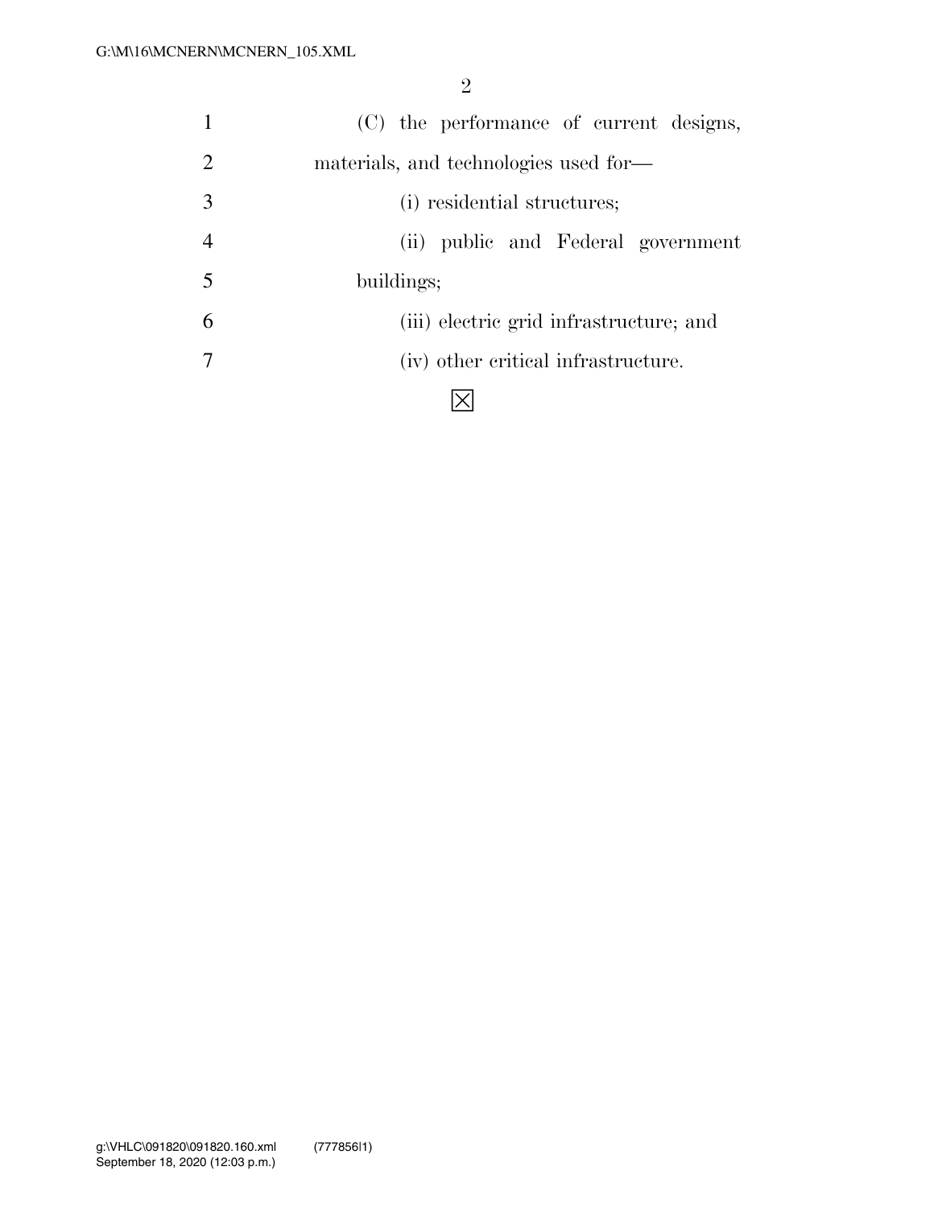(C) the performance of current designs, materials, and technologies used for—

(i) residential structures;

(ii) public and Federal government buildings;

(iii) electric grid infrastructure; and

(iv) other critical infrastructure.